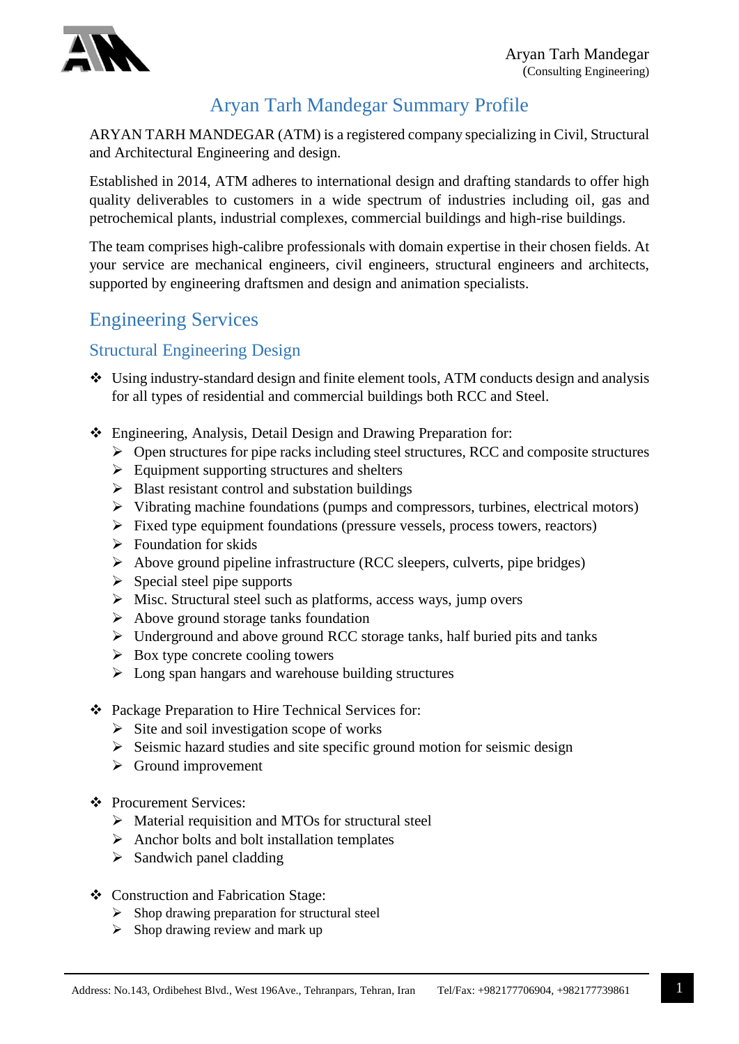# Aryan Tarh Mandegar Summary Profile

ARYAN TARH MANDEGAR (ATM) is a registered company specializing in Civil, Structural and Architectural Engineering and design.

Established in 2014, ATM adheres to international design and drafting standards to offer high quality deliverables to customers in a wide spectrum of industries including oil, gas and petrochemical plants, industrial complexes, commercial buildings and high-rise buildings.

The team comprises high-calibre professionals with domain expertise in their chosen fields. At your service are mechanical engineers, civil engineers, structural engineers and architects, supported by engineering draftsmen and design and animation specialists.

## Engineering Services

### Structural Engineering Design

- Using industry-standard design and finite element tools, ATM conducts design and analysis for all types of residential and commercial buildings both RCC and Steel.

- Engineering, Analysis, Detail Design and Drawing Preparation for:
  - Open structures for pipe racks including steel structures, RCC and composite structures
  - Equipment supporting structures and shelters
  - Blast resistant control and substation buildings
  - Vibrating machine foundations (pumps and compressors, turbines, electrical motors)
  - Fixed type equipment foundations (pressure vessels, process towers, reactors)
  - Foundation for skids
  - Above ground pipeline infrastructure (RCC sleepers, culverts, pipe bridges)
  - Special steel pipe supports
  - Misc. Structural steel such as platforms, access ways, jump overs
  - Above ground storage tanks foundation
  - Underground and above ground RCC storage tanks, half buried pits and tanks
  - Box type concrete cooling towers
  - Long span hangars and warehouse building structures

- Package Preparation to Hire Technical Services for:
  - Site and soil investigation scope of works
  - Seismic hazard studies and site specific ground motion for seismic design
  - Ground improvement

- Procurement Services:
  - Material requisition and MTOs for structural steel
  - Anchor bolts and bolt installation templates
  - Sandwich panel cladding

- Construction and Fabrication Stage:
  - Shop drawing preparation for structural steel
  - Shop drawing review and mark up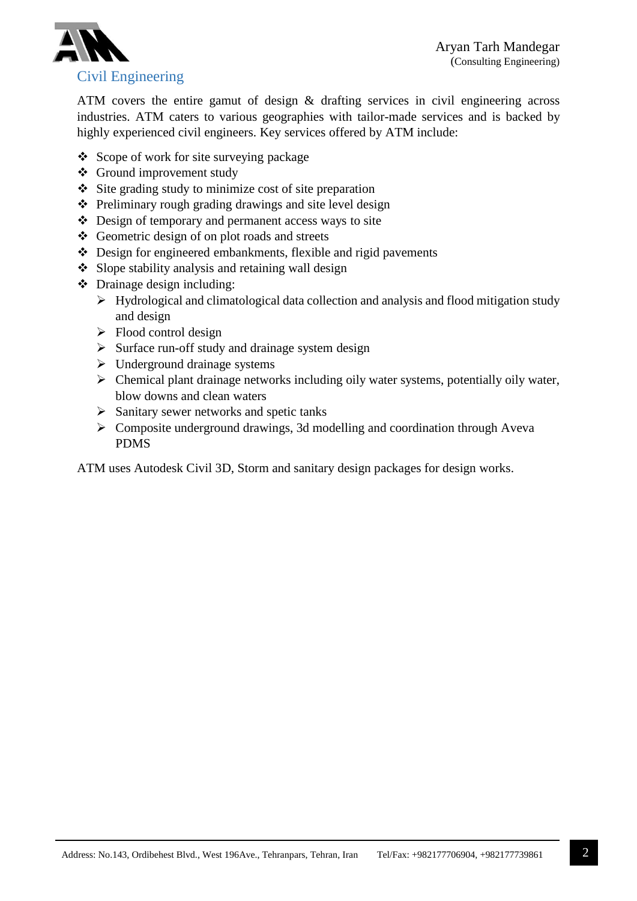## Civil Engineering

ATM covers the entire gamut of design & drafting services in civil engineering across industries. ATM caters to various geographies with tailor-made services and is backed by highly experienced civil engineers. Key services offered by ATM include:

- Scope of work for site surveying package
- Ground improvement study
- Site grading study to minimize cost of site preparation
- Preliminary rough grading drawings and site level design
- Design of temporary and permanent access ways to site
- Geometric design of on plot roads and streets
- Design for engineered embankments, flexible and rigid pavements
- Slope stability analysis and retaining wall design
- Drainage design including:
    - Hydrological and climatological data collection and analysis and flood mitigation study and design
    - Flood control design
    - Surface run-off study and drainage system design
    - Underground drainage systems
    - Chemical plant drainage networks including oily water systems, potentially oily water, blow downs and clean waters
    - Sanitary sewer networks and spetic tanks
    - Composite underground drawings, 3d modelling and coordination through Aveva PDMS

ATM uses Autodesk Civil 3D, Storm and sanitary design packages for design works.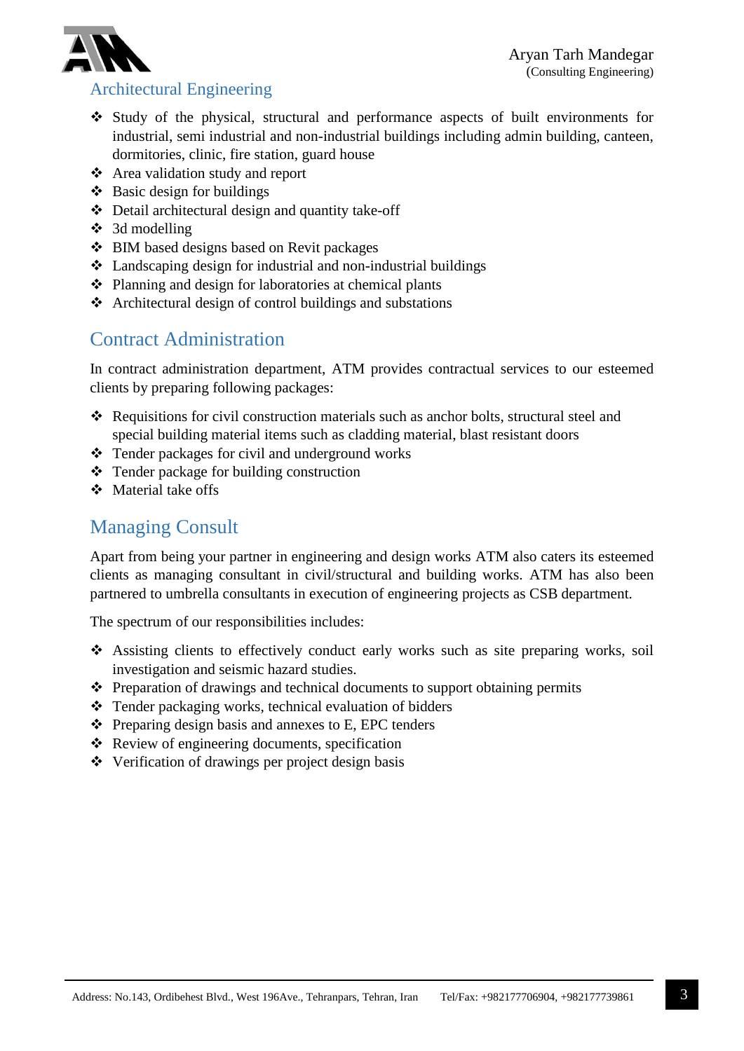## Architectural Engineering

- Study of the physical, structural and performance aspects of built environments for industrial, semi industrial and non-industrial buildings including admin building, canteen, dormitories, clinic, fire station, guard house
- Area validation study and report
- Basic design for buildings
- Detail architectural design and quantity take-off
- 3d modelling
- BIM based designs based on Revit packages
- Landscaping design for industrial and non-industrial buildings
- Planning and design for laboratories at chemical plants
- Architectural design of control buildings and substations

## Contract Administration

In contract administration department, ATM provides contractual services to our esteemed clients by preparing following packages:

- Requisitions for civil construction materials such as anchor bolts, structural steel and special building material items such as cladding material, blast resistant doors
- Tender packages for civil and underground works
- Tender package for building construction
- Material take offs

## Managing Consult

Apart from being your partner in engineering and design works ATM also caters its esteemed clients as managing consultant in civil/structural and building works. ATM has also been partnered to umbrella consultants in execution of engineering projects as CSB department.

The spectrum of our responsibilities includes:

- Assisting clients to effectively conduct early works such as site preparing works, soil investigation and seismic hazard studies.
- Preparation of drawings and technical documents to support obtaining permits
- Tender packaging works, technical evaluation of bidders
- Preparing design basis and annexes to E, EPC tenders
- Review of engineering documents, specification
- Verification of drawings per project design basis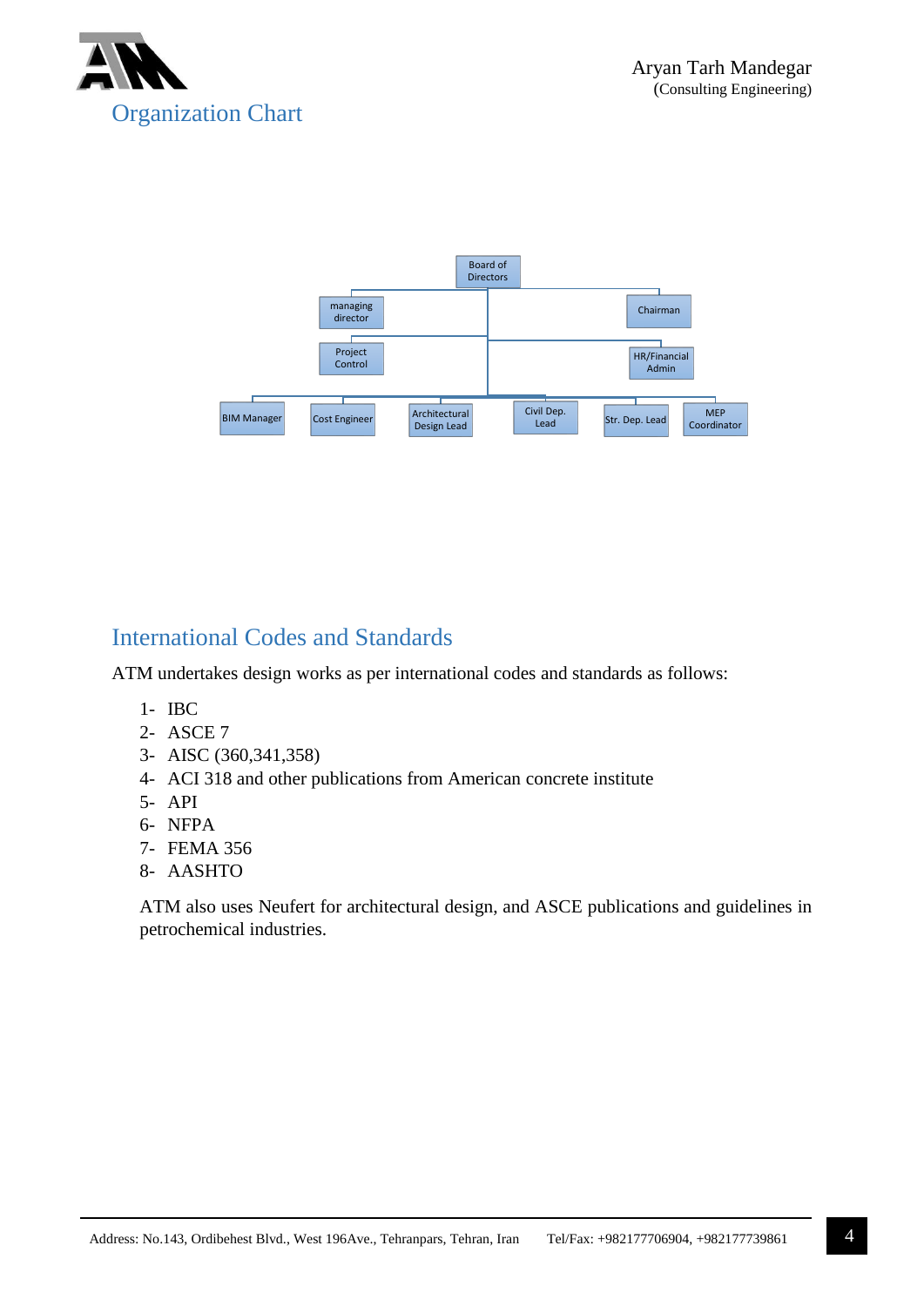## Organization Chart

Board of Directors

managing director

Chairman

Project Control

HR/Financial Admin

BIM Manager

Cost Engineer

Architectural Design Lead

Civil Dep. Lead

Str. Dep. Lead

MEP Coordinator

## International Codes and Standards

ATM undertakes design works as per international codes and standards as follows:

1- IBC
2- ASCE 7
3- AISC (360,341,358)
4- ACI 318 and other publications from American concrete institute
5- API
6- NFPA
7- FEMA 356
8- AASHTO

ATM also uses Neufert for architectural design, and ASCE publications and guidelines in petrochemical industries.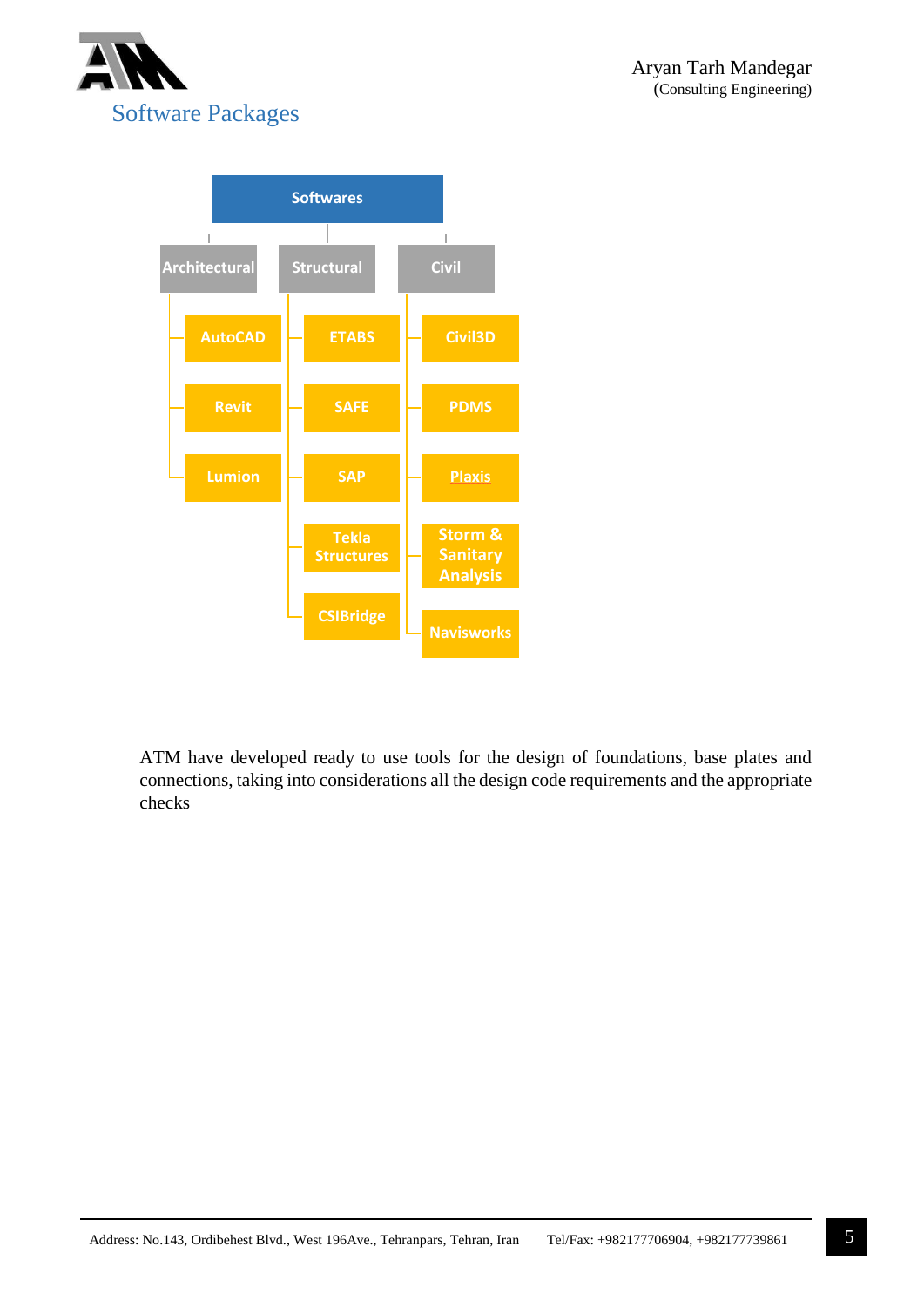## Software Packages

- **Softwares**
  - **Architectural**
    - AutoCAD
    - Revit
    - Lumion
  - **Structural**
    - ETABS
    - SAFE
    - SAP
    - Tekla Structures
    - CSIBridge
  - **Civil**
    - Civil3D
    - PDMS
    - Plaxis
    - Storm & Sanitary Analysis
    - Navisworks

ATM have developed ready to use tools for the design of foundations, base plates and connections, taking into considerations all the design code requirements and the appropriate checks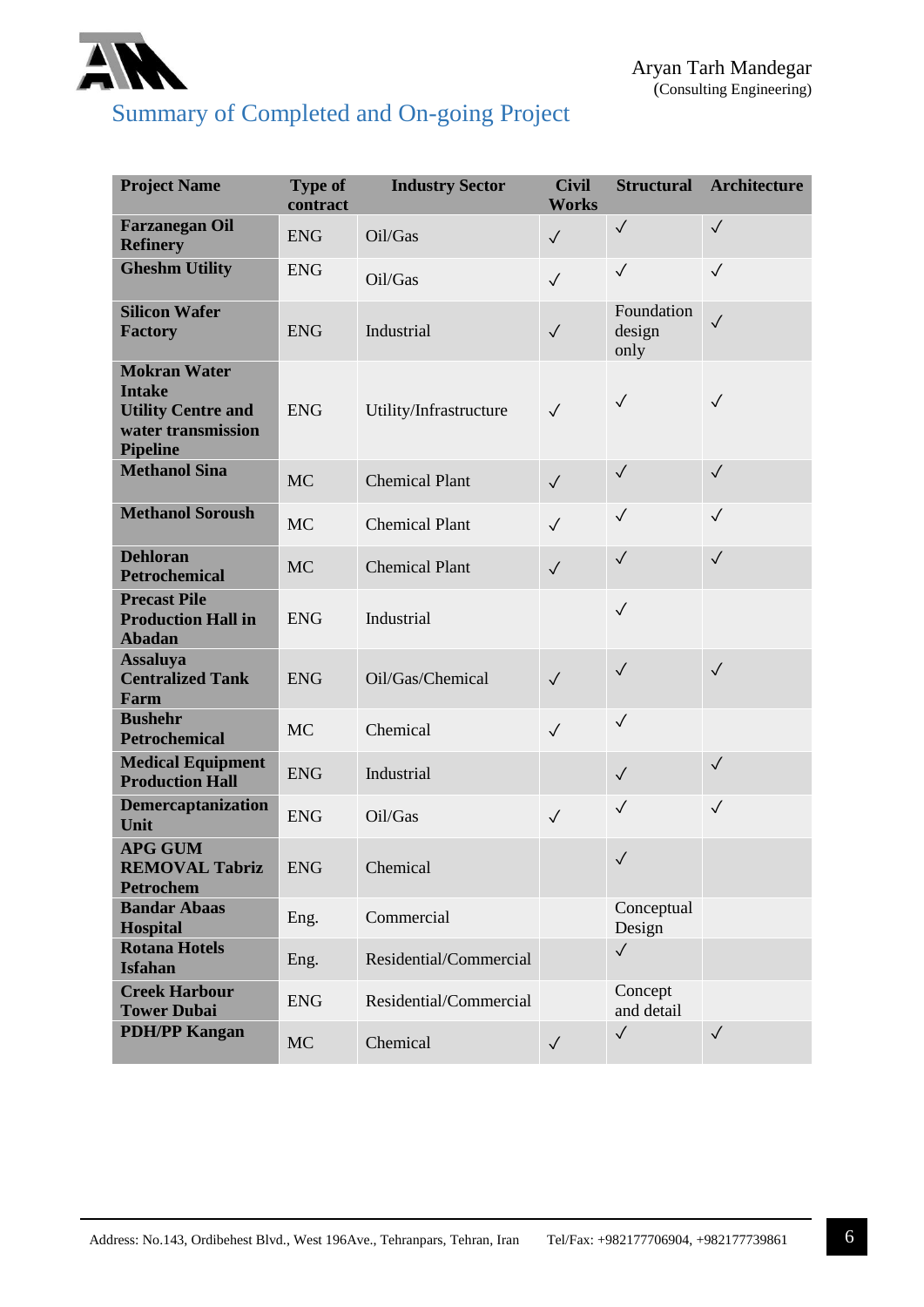# Summary of Completed and On-going Project

| Project Name | Type of contract | Industry Sector | Civil Works | Structural | Architecture |
|---|---|---|---|---|---|
| **Farzanegan Oil Refinery** | ENG | Oil/Gas | ✓ | ✓ | ✓ |
| **Gheshm Utility** | ENG | Oil/Gas | ✓ | ✓ | ✓ |
| **Silicon Wafer Factory** | ENG | Industrial | ✓ | Foundation design only | ✓ |
| **Mokran Water Intake Utility Centre and water transmission Pipeline** | ENG | Utility/Infrastructure | ✓ | ✓ | ✓ |
| **Methanol Sina** | MC | Chemical Plant | ✓ | ✓ | ✓ |
| **Methanol Soroush** | MC | Chemical Plant | ✓ | ✓ | ✓ |
| **Dehloran Petrochemical** | MC | Chemical Plant | ✓ | ✓ | ✓ |
| **Precast Pile Production Hall in Abadan** | ENG | Industrial | | ✓ | |
| **Assaluya Centralized Tank Farm** | ENG | Oil/Gas/Chemical | ✓ | ✓ | ✓ |
| **Bushehr Petrochemical** | MC | Chemical | ✓ | ✓ | |
| **Medical Equipment Production Hall** | ENG | Industrial | | ✓ | ✓ |
| **Demercaptanization Unit** | ENG | Oil/Gas | ✓ | ✓ | ✓ |
| **APG GUM REMOVAL Tabriz Petrochem** | ENG | Chemical | | ✓ | |
| **Bandar Abaas Hospital** | Eng. | Commercial | | Conceptual Design | |
| **Rotana Hotels Isfahan** | Eng. | Residential/Commercial | | ✓ | |
| **Creek Harbour Tower Dubai** | ENG | Residential/Commercial | | Concept and detail | |
| **PDH/PP Kangan** | MC | Chemical | ✓ | ✓ | ✓ |